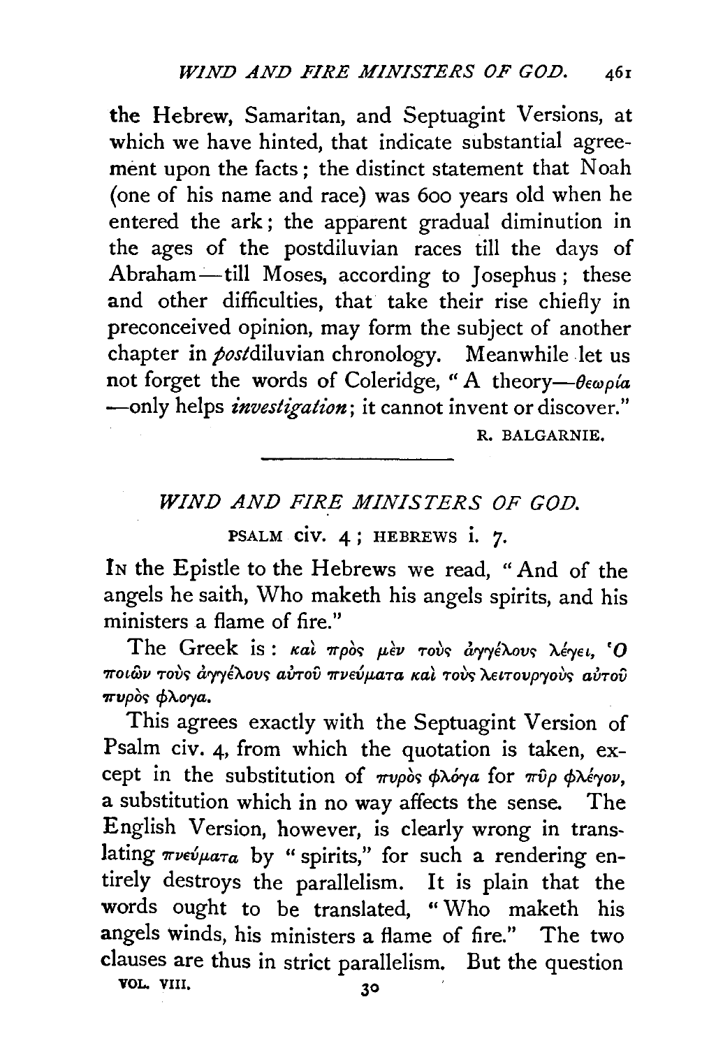the Hebrew, Samaritan, and Septuagint Versions, at which we have hinted, that indicate substantial agreement upon the facts; the distinct statement that Noah (one of his name and race) was 600 years old when he entered the ark; the apparent gradual diminution in the ages of the postdiluvian races till the days of Abraham—till Moses, according to Josephus; these and other difficulties, that take their rise chiefly in preconceived opinion, may form the subject of another chapter in *post*diluvian chronology. Meanwhile let us not forget the words of Coleridge, "A theory—*θεωρία*—only helps *investigation*; it cannot invent or discover."

R. BALGARNIE.

---

## *WIND AND FIRE MINISTERS OF GOD.*

### PSALM civ. 4; HEBREWS i. 7.

IN the Epistle to the Hebrews we read, "And of the angels he saith, Who maketh his angels spirits, and his ministers a flame of fire."

The Greek is: *καὶ πρὸς μὲν τοὺς ἀγγέλους λέγει, Ὁ ποιῶν τοὺς ἀγγέλους αὐτοῦ πνεύματα καὶ τοὺς λειτουργοὺς αὐτοῦ πυρὸς φλόγα.*

This agrees exactly with the Septuagint Version of Psalm civ. 4, from which the quotation is taken, except in the substitution of *πυρὸς φλόγα* for *πῦρ φλέγον*, a substitution which in no way affects the sense. The English Version, however, is clearly wrong in translating *πνεύματα* by "spirits," for such a rendering entirely destroys the parallelism. It is plain that the words ought to be translated, "Who maketh his angels winds, his ministers a flame of fire." The two clauses are thus in strict parallelism. But the question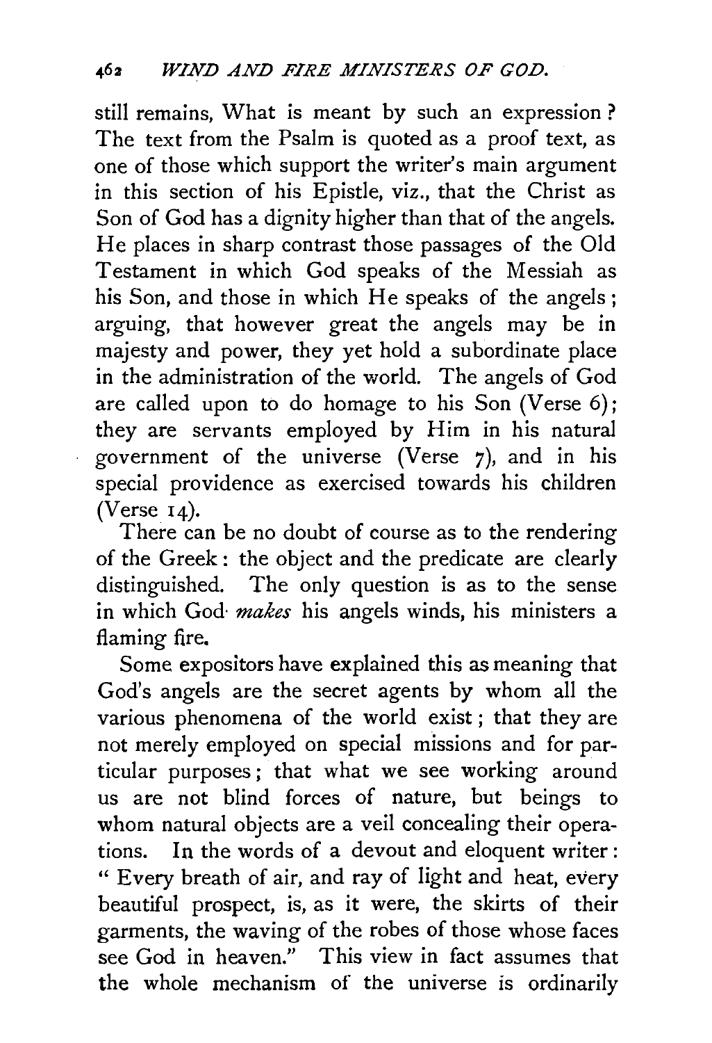still remains, What is meant by such an expression? The text from the Psalm is quoted as a proof text, as one of those which support the writer's main argument in this section of his Epistle, viz., that the Christ as Son of God has a dignity higher than that of the angels. He places in sharp contrast those passages of the Old Testament in which God speaks of the Messiah as his Son, and those in which He speaks of the angels; arguing, that however great the angels may be in majesty and power, they yet hold a subordinate place in the administration of the world. The angels of God are called upon to do homage to his Son (Verse 6); they are servants employed by Him in his natural government of the universe (Verse 7), and in his special providence as exercised towards his children (Verse 14).

There can be no doubt of course as to the rendering of the Greek: the object and the predicate are clearly distinguished. The only question is as to the sense in which God *makes* his angels winds, his ministers a flaming fire.

Some expositors have explained this as meaning that God's angels are the secret agents by whom all the various phenomena of the world exist; that they are not merely employed on special missions and for particular purposes; that what we see working around us are not blind forces of nature, but beings to whom natural objects are a veil concealing their operations. In the words of a devout and eloquent writer: "Every breath of air, and ray of light and heat, every beautiful prospect, is, as it were, the skirts of their garments, the waving of the robes of those whose faces see God in heaven." This view in fact assumes that the whole mechanism of the universe is ordinarily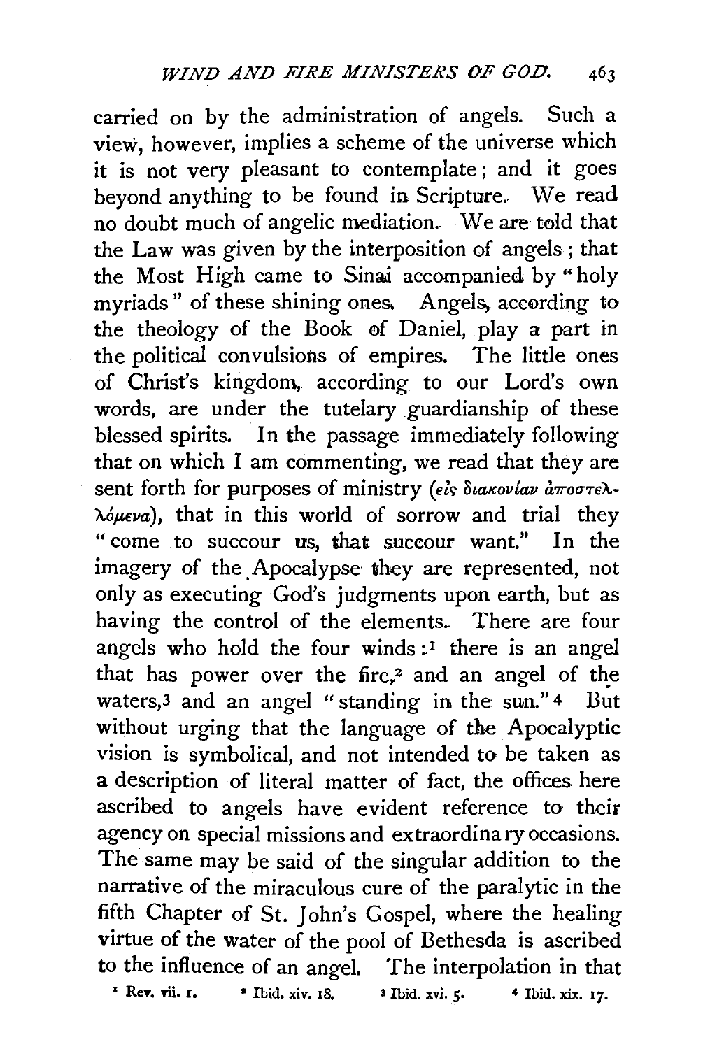carried on by the administration of angels. Such a view, however, implies a scheme of the universe which it is not very pleasant to contemplate; and it goes beyond anything to be found in Scripture. We read no doubt much of angelic mediation. We are told that the Law was given by the interposition of angels; that the Most High came to Sinai accompanied by "holy myriads" of these shining ones. Angels, according to the theology of the Book of Daniel, play a part in the political convulsions of empires. The little ones of Christ's kingdom, according to our Lord's own words, are under the tutelary guardianship of these blessed spirits. In the passage immediately following that on which I am commenting, we read that they are sent forth for purposes of ministry (*εἰς διακονίαν ἀποστελλόμενα*), that in this world of sorrow and trial they "come to succour us, that succour want." In the imagery of the Apocalypse they are represented, not only as executing God's judgments upon earth, but as having the control of the elements. There are four angels who hold the four winds:[1] there is an angel that has power over the fire,[2] and an angel of the waters,[3] and an angel "standing in the sun."[4] But without urging that the language of the Apocalyptic vision is symbolical, and not intended to be taken as a description of literal matter of fact, the offices here ascribed to angels have evident reference to their agency on special missions and extraordinary occasions. The same may be said of the singular addition to the narrative of the miraculous cure of the paralytic in the fifth Chapter of St. John's Gospel, where the healing virtue of the water of the pool of Bethesda is ascribed to the influence of an angel. The interpolation in that

[1] Rev. vii. 1. [2] Ibid. xiv. 18. [3] Ibid. xvi. 5. [4] Ibid. xix. 17.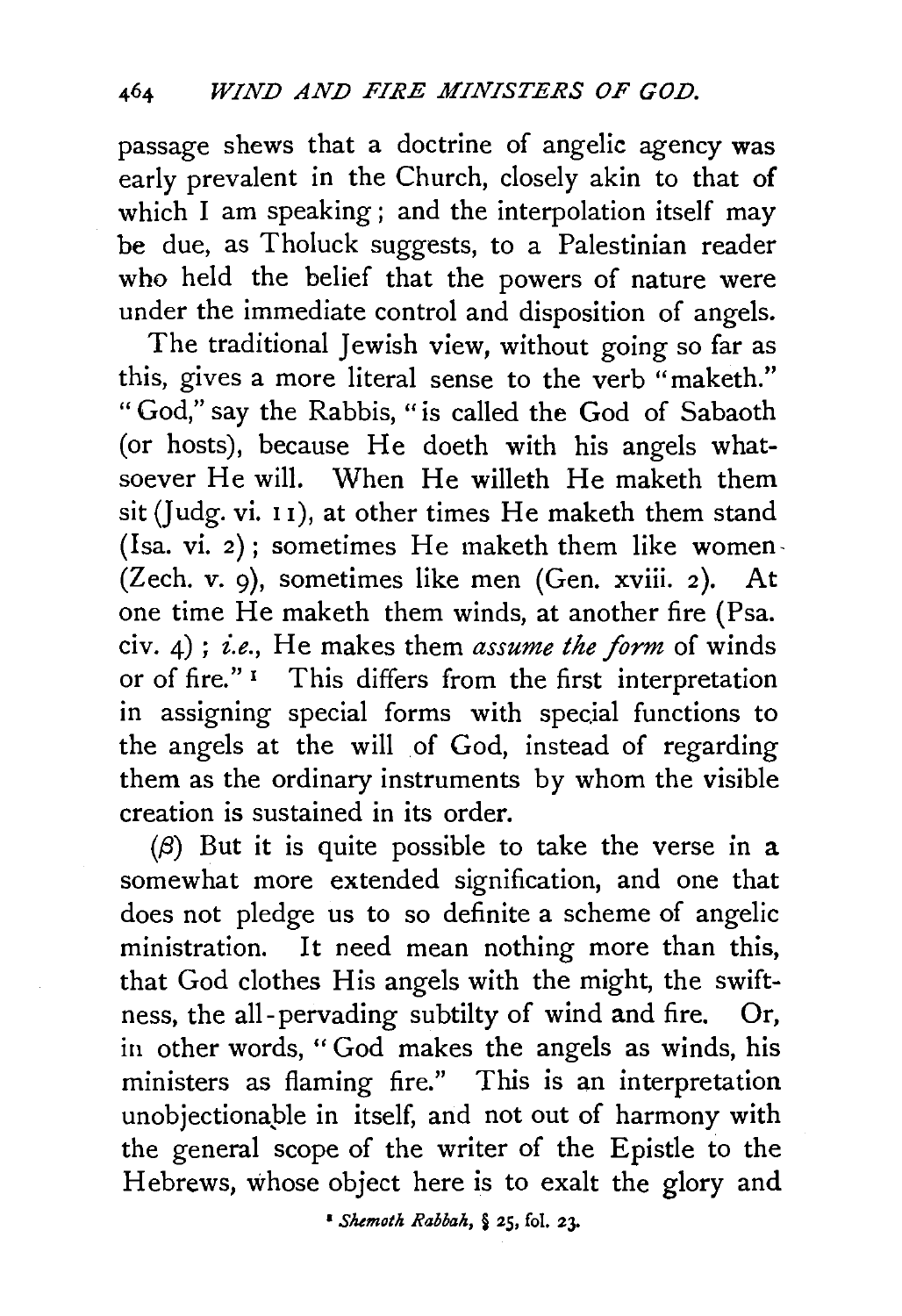passage shews that a doctrine of angelic agency was early prevalent in the Church, closely akin to that of which I am speaking; and the interpolation itself may be due, as Tholuck suggests, to a Palestinian reader who held the belief that the powers of nature were under the immediate control and disposition of angels.

The traditional Jewish view, without going so far as this, gives a more literal sense to the verb "maketh." "God," say the Rabbis, "is called the God of Sabaoth (or hosts), because He doeth with his angels whatsoever He will. When He willeth He maketh them sit (Judg. vi. 11), at other times He maketh them stand (Isa. vi. 2); sometimes He maketh them like women (Zech. v. 9), sometimes like men (Gen. xviii. 2). At one time He maketh them winds, at another fire (Psa. civ. 4); *i.e.*, He makes them *assume the form* of winds or of fire."[1] This differs from the first interpretation in assigning special forms with special functions to the angels at the will of God, instead of regarding them as the ordinary instruments by whom the visible creation is sustained in its order.

($\beta$) But it is quite possible to take the verse in a somewhat more extended signification, and one that does not pledge us to so definite a scheme of angelic ministration. It need mean nothing more than this, that God clothes His angels with the might, the swiftness, the all-pervading subtilty of wind and fire. Or, in other words, "God makes the angels as winds, his ministers as flaming fire." This is an interpretation unobjectionable in itself, and not out of harmony with the general scope of the writer of the Epistle to the Hebrews, whose object here is to exalt the glory and

[1] *Shemoth Rabbah*, § 25, fol. 23.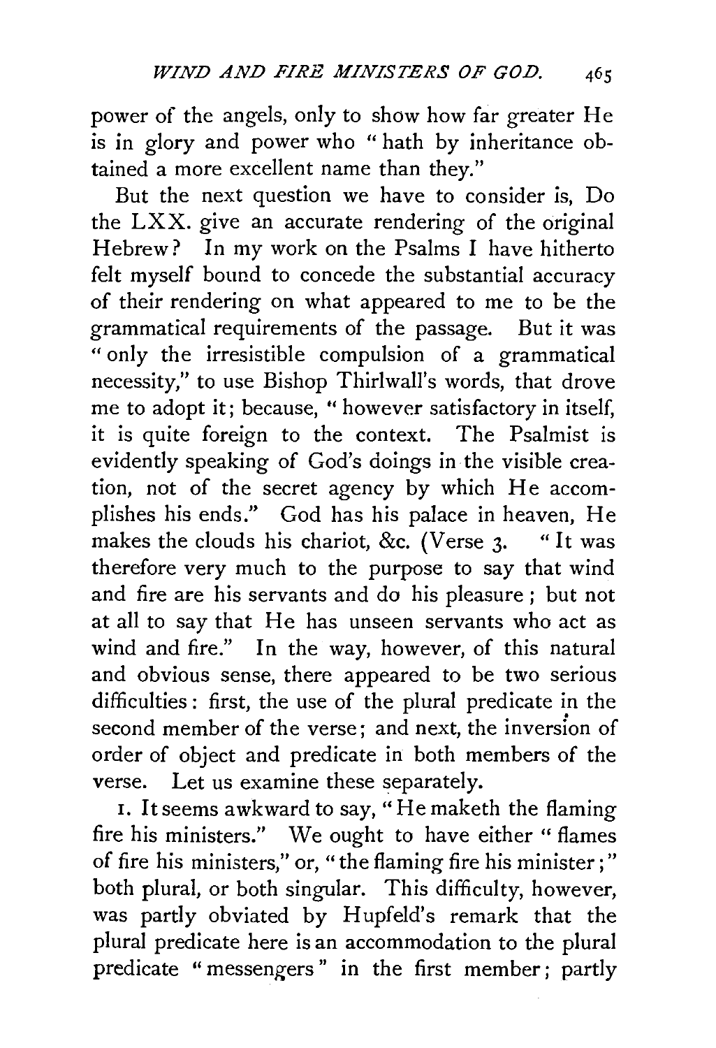power of the angels, only to show how far greater He is in glory and power who "hath by inheritance obtained a more excellent name than they."

But the next question we have to consider is, Do the LXX. give an accurate rendering of the original Hebrew? In my work on the Psalms I have hitherto felt myself bound to concede the substantial accuracy of their rendering on what appeared to me to be the grammatical requirements of the passage. But it was "only the irresistible compulsion of a grammatical necessity," to use Bishop Thirlwall's words, that drove me to adopt it; because, "however satisfactory in itself, it is quite foreign to the context. The Psalmist is evidently speaking of God's doings in the visible creation, not of the secret agency by which He accomplishes his ends." God has his palace in heaven, He makes the clouds his chariot, &c. (Verse 3. "It was therefore very much to the purpose to say that wind and fire are his servants and do his pleasure; but not at all to say that He has unseen servants who act as wind and fire." In the way, however, of this natural and obvious sense, there appeared to be two serious difficulties: first, the use of the plural predicate in the second member of the verse; and next, the inversion of order of object and predicate in both members of the verse. Let us examine these separately.

1. It seems awkward to say, "He maketh the flaming fire his ministers." We ought to have either "flames of fire his ministers," or, "the flaming fire his minister;" both plural, or both singular. This difficulty, however, was partly obviated by Hupfeld's remark that the plural predicate here is an accommodation to the plural predicate "messengers" in the first member; partly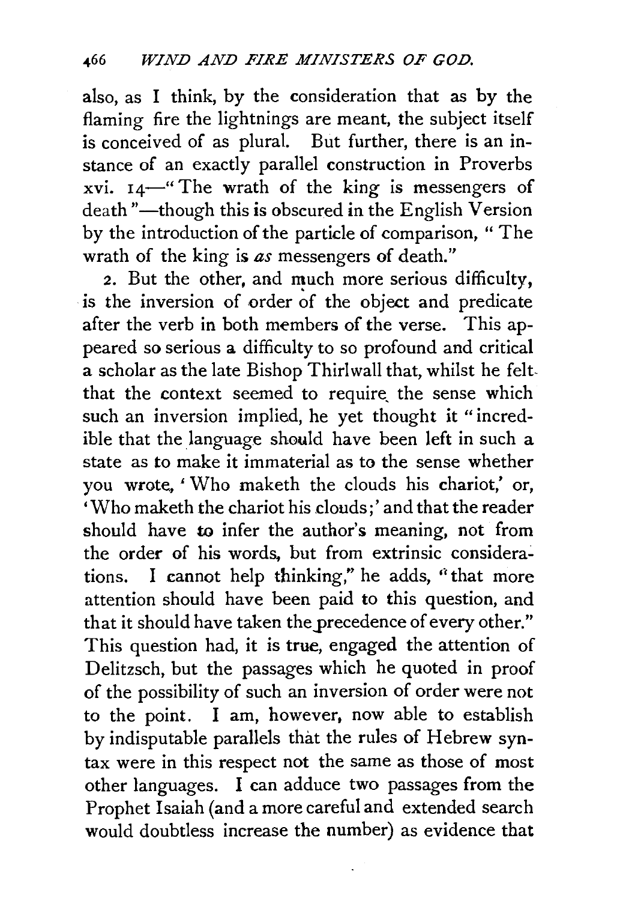also, as I think, by the consideration that as by the flaming fire the lightnings are meant, the subject itself is conceived of as plural. But further, there is an instance of an exactly parallel construction in Proverbs xvi. 14—"The wrath of the king is messengers of death"—though this is obscured in the English Version by the introduction of the particle of comparison, "The wrath of the king is *as* messengers of death."

2. But the other, and much more serious difficulty, is the inversion of order of the object and predicate after the verb in both members of the verse. This appeared so serious a difficulty to so profound and critical a scholar as the late Bishop Thirlwall that, whilst he felt that the context seemed to require the sense which such an inversion implied, he yet thought it "incredible that the language should have been left in such a state as to make it immaterial as to the sense whether you wrote, 'Who maketh the clouds his chariot,' or, 'Who maketh the chariot his clouds;' and that the reader should have to infer the author's meaning, not from the order of his words, but from extrinsic considerations. I cannot help thinking," he adds, "that more attention should have been paid to this question, and that it should have taken the precedence of every other." This question had, it is true, engaged the attention of Delitzsch, but the passages which he quoted in proof of the possibility of such an inversion of order were not to the point. I am, however, now able to establish by indisputable parallels that the rules of Hebrew syntax were in this respect not the same as those of most other languages. I can adduce two passages from the Prophet Isaiah (and a more careful and extended search would doubtless increase the number) as evidence that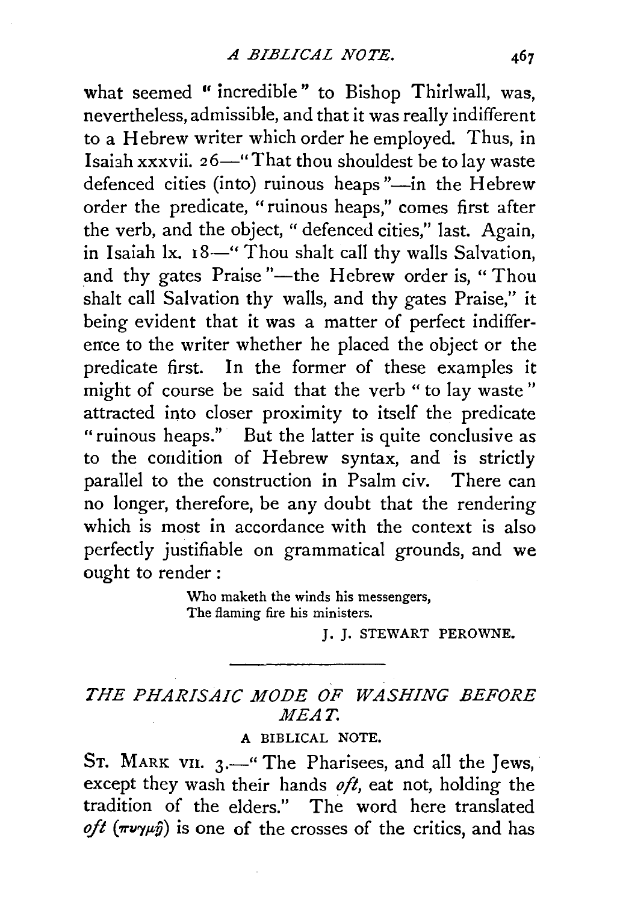what seemed "incredible" to Bishop Thirlwall, was, nevertheless, admissible, and that it was really indifferent to a Hebrew writer which order he employed. Thus, in Isaiah xxxvii. 26—"That thou shouldest be to lay waste defenced cities (into) ruinous heaps"—in the Hebrew order the predicate, "ruinous heaps," comes first after the verb, and the object, "defenced cities," last. Again, in Isaiah lx. 18—"Thou shalt call thy walls Salvation, and thy gates Praise"—the Hebrew order is, "Thou shalt call Salvation thy walls, and thy gates Praise," it being evident that it was a matter of perfect indifference to the writer whether he placed the object or the predicate first. In the former of these examples it might of course be said that the verb "to lay waste" attracted into closer proximity to itself the predicate "ruinous heaps." But the latter is quite conclusive as to the condition of Hebrew syntax, and is strictly parallel to the construction in Psalm civ. There can no longer, therefore, be any doubt that the rendering which is most in accordance with the context is also perfectly justifiable on grammatical grounds, and we ought to render:

> Who maketh the winds his messengers,
> The flaming fire his ministers.

J. J. STEWART PEROWNE.

---

## *THE PHARISAIC MODE OF WASHING BEFORE MEAT.*

### A BIBLICAL NOTE.

ST. MARK VII. 3.—"The Pharisees, and all the Jews, except they wash their hands *oft*, eat not, holding the tradition of the elders." The word here translated *oft* (πυγμῇ) is one of the crosses of the critics, and has